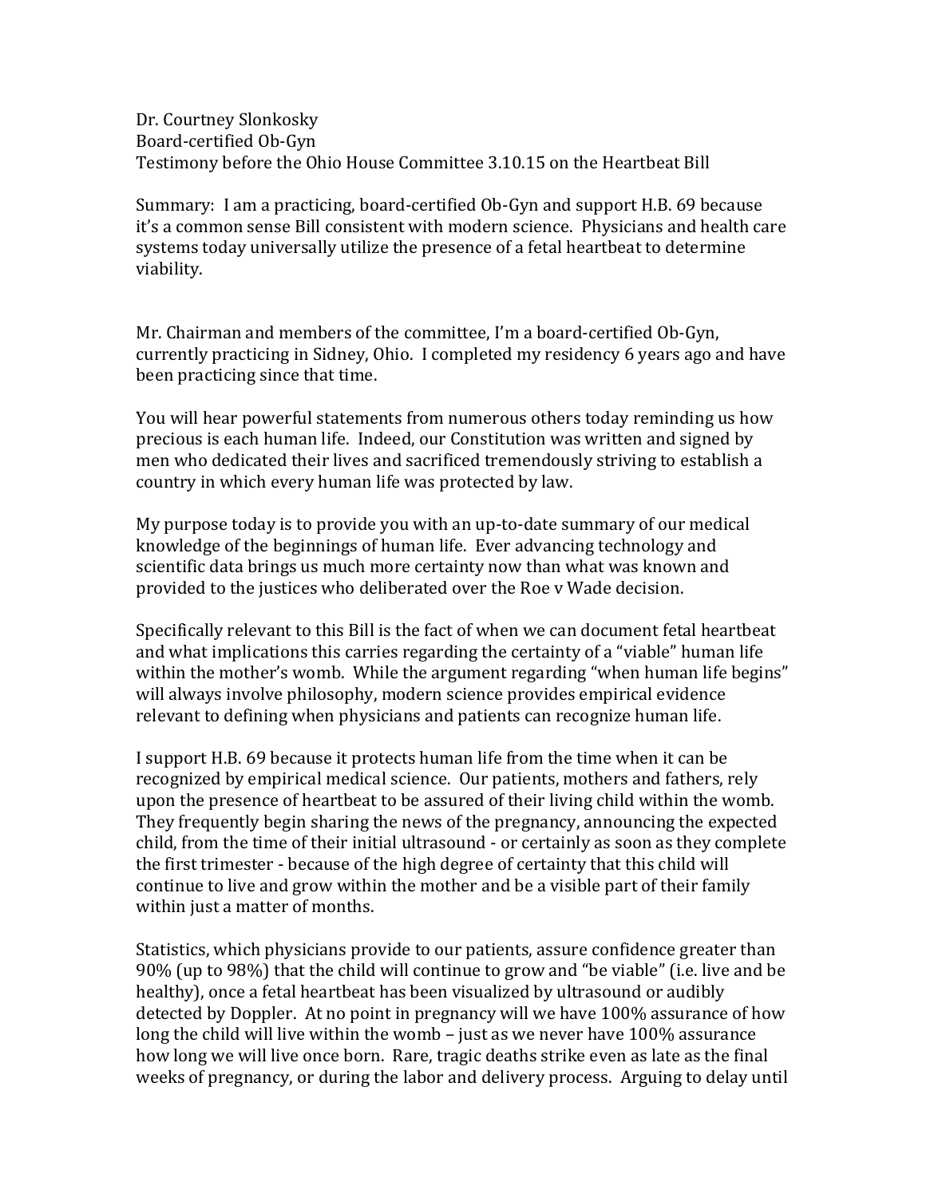Dr. Courtney Slonkosky
Board-certified Ob-Gyn
Testimony before the Ohio House Committee 3.10.15 on the Heartbeat Bill

Summary: I am a practicing, board-certified Ob-Gyn and support H.B. 69 because it's a common sense Bill consistent with modern science. Physicians and health care systems today universally utilize the presence of a fetal heartbeat to determine viability.

Mr. Chairman and members of the committee, I'm a board-certified Ob-Gyn, currently practicing in Sidney, Ohio. I completed my residency 6 years ago and have been practicing since that time.

You will hear powerful statements from numerous others today reminding us how precious is each human life. Indeed, our Constitution was written and signed by men who dedicated their lives and sacrificed tremendously striving to establish a country in which every human life was protected by law.

My purpose today is to provide you with an up-to-date summary of our medical knowledge of the beginnings of human life. Ever advancing technology and scientific data brings us much more certainty now than what was known and provided to the justices who deliberated over the Roe v Wade decision.

Specifically relevant to this Bill is the fact of when we can document fetal heartbeat and what implications this carries regarding the certainty of a "viable" human life within the mother's womb. While the argument regarding "when human life begins" will always involve philosophy, modern science provides empirical evidence relevant to defining when physicians and patients can recognize human life.

I support H.B. 69 because it protects human life from the time when it can be recognized by empirical medical science. Our patients, mothers and fathers, rely upon the presence of heartbeat to be assured of their living child within the womb. They frequently begin sharing the news of the pregnancy, announcing the expected child, from the time of their initial ultrasound - or certainly as soon as they complete the first trimester - because of the high degree of certainty that this child will continue to live and grow within the mother and be a visible part of their family within just a matter of months.

Statistics, which physicians provide to our patients, assure confidence greater than 90% (up to 98%) that the child will continue to grow and "be viable" (i.e. live and be healthy), once a fetal heartbeat has been visualized by ultrasound or audibly detected by Doppler. At no point in pregnancy will we have 100% assurance of how long the child will live within the womb – just as we never have 100% assurance how long we will live once born. Rare, tragic deaths strike even as late as the final weeks of pregnancy, or during the labor and delivery process. Arguing to delay until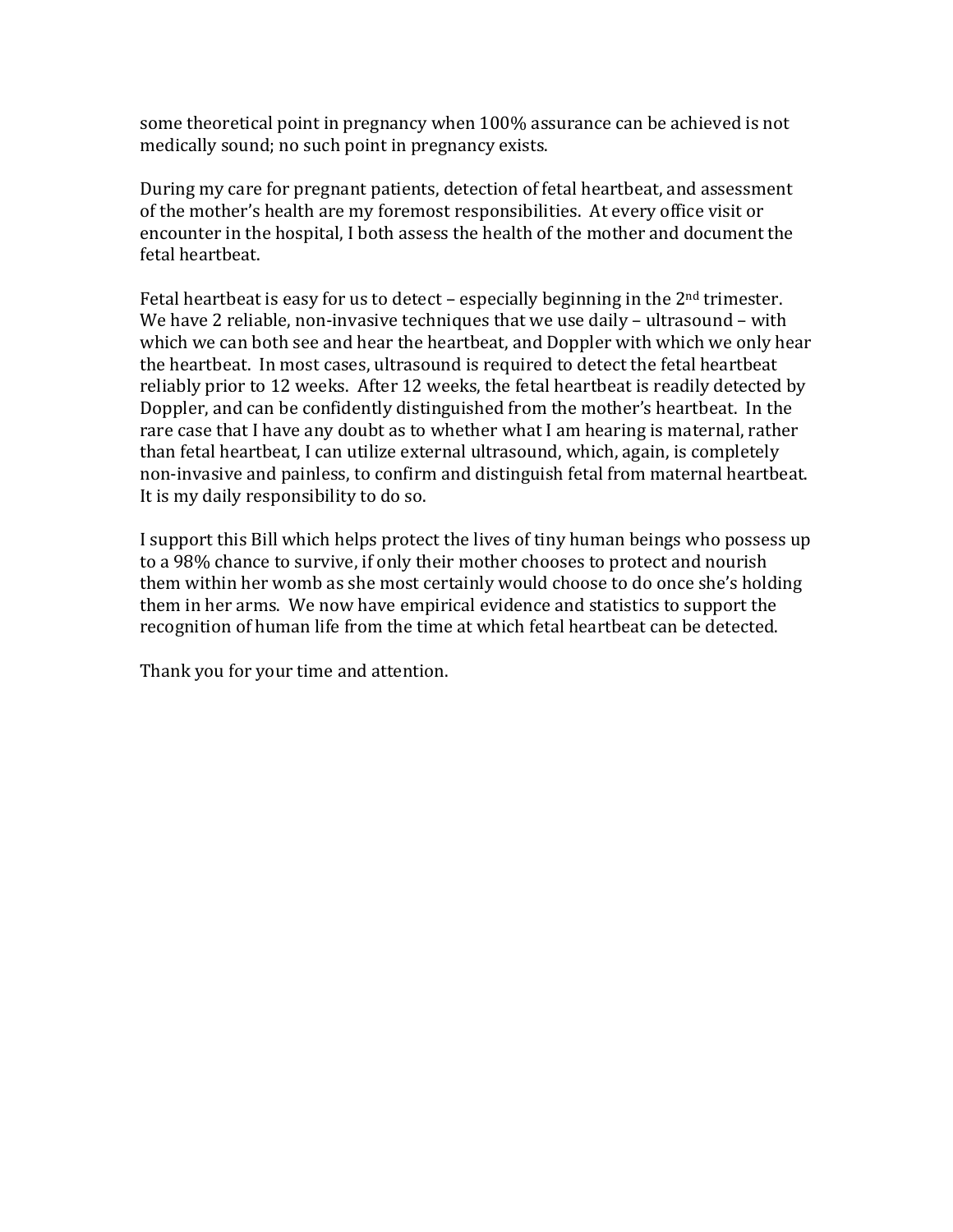some theoretical point in pregnancy when 100% assurance can be achieved is not medically sound; no such point in pregnancy exists.

During my care for pregnant patients, detection of fetal heartbeat, and assessment of the mother's health are my foremost responsibilities. At every office visit or encounter in the hospital, I both assess the health of the mother and document the fetal heartbeat.

Fetal heartbeat is easy for us to detect – especially beginning in the 2nd trimester. We have 2 reliable, non-invasive techniques that we use daily – ultrasound – with which we can both see and hear the heartbeat, and Doppler with which we only hear the heartbeat. In most cases, ultrasound is required to detect the fetal heartbeat reliably prior to 12 weeks. After 12 weeks, the fetal heartbeat is readily detected by Doppler, and can be confidently distinguished from the mother's heartbeat. In the rare case that I have any doubt as to whether what I am hearing is maternal, rather than fetal heartbeat, I can utilize external ultrasound, which, again, is completely non-invasive and painless, to confirm and distinguish fetal from maternal heartbeat. It is my daily responsibility to do so.

I support this Bill which helps protect the lives of tiny human beings who possess up to a 98% chance to survive, if only their mother chooses to protect and nourish them within her womb as she most certainly would choose to do once she's holding them in her arms. We now have empirical evidence and statistics to support the recognition of human life from the time at which fetal heartbeat can be detected.

Thank you for your time and attention.